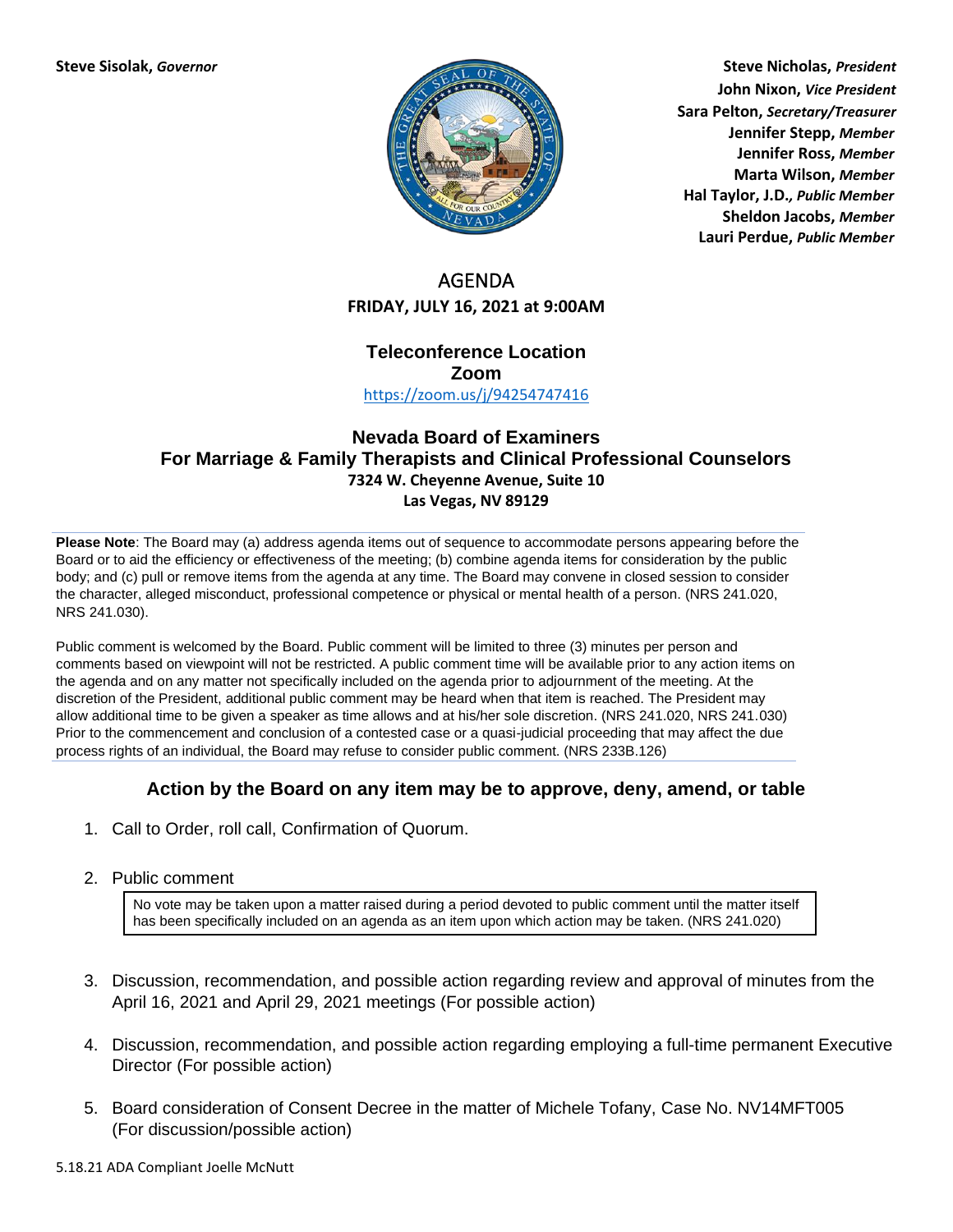**Steve Sisolak,** ***Governor***

**Steve Nicholas,** ***President***
**John Nixon,** ***Vice President***
**Sara Pelton,** ***Secretary/Treasurer***
**Jennifer Stepp,** ***Member***
**Jennifer Ross,** ***Member***
**Marta Wilson,** ***Member***
**Hal Taylor, J.D.,** ***Public Member***
**Sheldon Jacobs,** ***Member***
**Lauri Perdue,** ***Public Member***

# AGENDA

**FRIDAY, JULY 16, 2021 at 9:00AM**

## Teleconference Location
## Zoom

https://zoom.us/j/94254747416

## Nevada Board of Examiners
## For Marriage & Family Therapists and Clinical Professional Counselors

**7324 W. Cheyenne Avenue, Suite 10**
**Las Vegas, NV 89129**

**Please Note**: The Board may (a) address agenda items out of sequence to accommodate persons appearing before the Board or to aid the efficiency or effectiveness of the meeting; (b) combine agenda items for consideration by the public body; and (c) pull or remove items from the agenda at any time. The Board may convene in closed session to consider the character, alleged misconduct, professional competence or physical or mental health of a person. (NRS 241.020, NRS 241.030).

Public comment is welcomed by the Board. Public comment will be limited to three (3) minutes per person and comments based on viewpoint will not be restricted. A public comment time will be available prior to any action items on the agenda and on any matter not specifically included on the agenda prior to adjournment of the meeting. At the discretion of the President, additional public comment may be heard when that item is reached. The President may allow additional time to be given a speaker as time allows and at his/her sole discretion. (NRS 241.020, NRS 241.030) Prior to the commencement and conclusion of a contested case or a quasi-judicial proceeding that may affect the due process rights of an individual, the Board may refuse to consider public comment. (NRS 233B.126)

### Action by the Board on any item may be to approve, deny, amend, or table

1. Call to Order, roll call, Confirmation of Quorum.

2. Public comment

   No vote may be taken upon a matter raised during a period devoted to public comment until the matter itself has been specifically included on an agenda as an item upon which action may be taken. (NRS 241.020)

3. Discussion, recommendation, and possible action regarding review and approval of minutes from the April 16, 2021 and April 29, 2021 meetings (For possible action)

4. Discussion, recommendation, and possible action regarding employing a full-time permanent Executive Director (For possible action)

5. Board consideration of Consent Decree in the matter of Michele Tofany, Case No. NV14MFT005 (For discussion/possible action)

5.18.21 ADA Compliant Joelle McNutt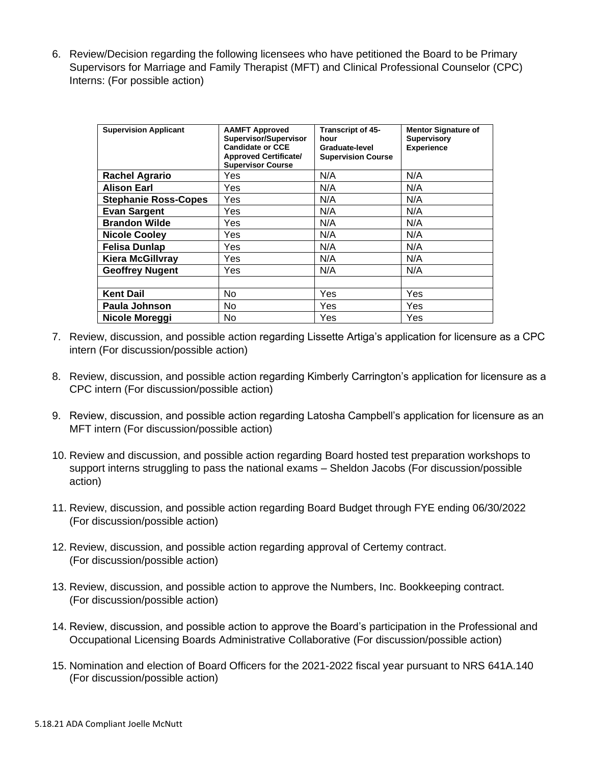6. Review/Decision regarding the following licensees who have petitioned the Board to be Primary Supervisors for Marriage and Family Therapist (MFT) and Clinical Professional Counselor (CPC) Interns: (For possible action)

| Supervision Applicant | AAMFT Approved Supervisor/Supervisor Candidate or CCE Approved Certificate/ Supervisor Course | Transcript of 45-hour Graduate-level Supervision Course | Mentor Signature of Supervisory Experience |
|---|---|---|---|
| **Rachel Agrario** | Yes | N/A | N/A |
| **Alison Earl** | Yes | N/A | N/A |
| **Stephanie Ross-Copes** | Yes | N/A | N/A |
| **Evan Sargent** | Yes | N/A | N/A |
| **Brandon Wilde** | Yes | N/A | N/A |
| **Nicole Cooley** | Yes | N/A | N/A |
| **Felisa Dunlap** | Yes | N/A | N/A |
| **Kiera McGillvray** | Yes | N/A | N/A |
| **Geoffrey Nugent** | Yes | N/A | N/A |
| | | | |
| **Kent Dail** | No | Yes | Yes |
| **Paula Johnson** | No | Yes | Yes |
| **Nicole Moreggi** | No | Yes | Yes |

7. Review, discussion, and possible action regarding Lissette Artiga's application for licensure as a CPC intern (For discussion/possible action)

8. Review, discussion, and possible action regarding Kimberly Carrington's application for licensure as a CPC intern (For discussion/possible action)

9. Review, discussion, and possible action regarding Latosha Campbell's application for licensure as an MFT intern (For discussion/possible action)

10. Review and discussion, and possible action regarding Board hosted test preparation workshops to support interns struggling to pass the national exams – Sheldon Jacobs (For discussion/possible action)

11. Review, discussion, and possible action regarding Board Budget through FYE ending 06/30/2022 (For discussion/possible action)

12. Review, discussion, and possible action regarding approval of Certemy contract. (For discussion/possible action)

13. Review, discussion, and possible action to approve the Numbers, Inc. Bookkeeping contract. (For discussion/possible action)

14. Review, discussion, and possible action to approve the Board's participation in the Professional and Occupational Licensing Boards Administrative Collaborative (For discussion/possible action)

15. Nomination and election of Board Officers for the 2021-2022 fiscal year pursuant to NRS 641A.140 (For discussion/possible action)

5.18.21 ADA Compliant Joelle McNutt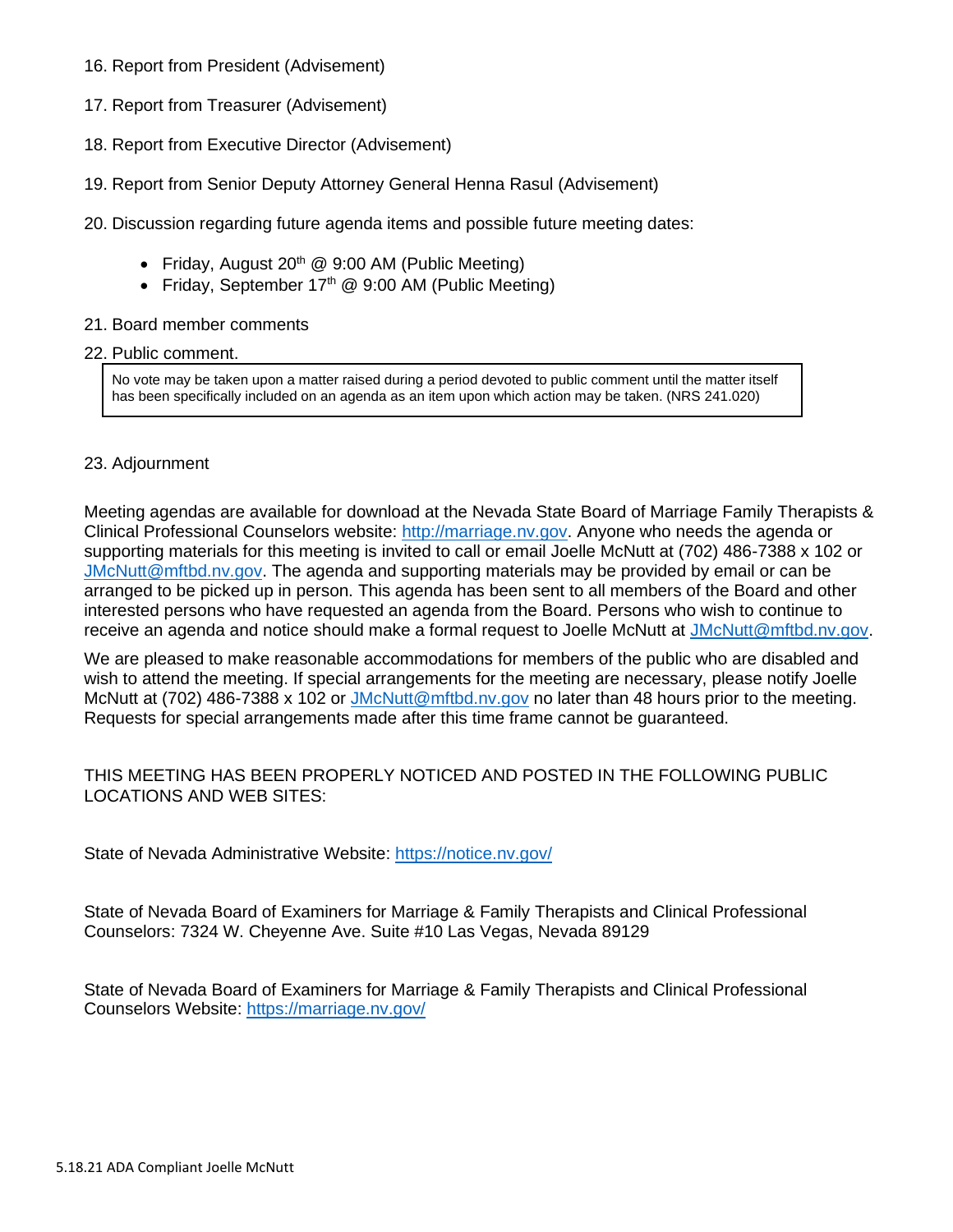16. Report from President (Advisement)

17. Report from Treasurer (Advisement)

18. Report from Executive Director (Advisement)

19. Report from Senior Deputy Attorney General Henna Rasul (Advisement)

20. Discussion regarding future agenda items and possible future meeting dates:

    - Friday, August 20th @ 9:00 AM (Public Meeting)
    - Friday, September 17th @ 9:00 AM (Public Meeting)

21. Board member comments

22. Public comment.

> No vote may be taken upon a matter raised during a period devoted to public comment until the matter itself has been specifically included on an agenda as an item upon which action may be taken. (NRS 241.020)

23. Adjournment

Meeting agendas are available for download at the Nevada State Board of Marriage Family Therapists & Clinical Professional Counselors website: http://marriage.nv.gov. Anyone who needs the agenda or supporting materials for this meeting is invited to call or email Joelle McNutt at (702) 486-7388 x 102 or JMcNutt@mftbd.nv.gov. The agenda and supporting materials may be provided by email or can be arranged to be picked up in person. This agenda has been sent to all members of the Board and other interested persons who have requested an agenda from the Board. Persons who wish to continue to receive an agenda and notice should make a formal request to Joelle McNutt at JMcNutt@mftbd.nv.gov.

We are pleased to make reasonable accommodations for members of the public who are disabled and wish to attend the meeting. If special arrangements for the meeting are necessary, please notify Joelle McNutt at (702) 486-7388 x 102 or JMcNutt@mftbd.nv.gov no later than 48 hours prior to the meeting. Requests for special arrangements made after this time frame cannot be guaranteed.

THIS MEETING HAS BEEN PROPERLY NOTICED AND POSTED IN THE FOLLOWING PUBLIC LOCATIONS AND WEB SITES:

State of Nevada Administrative Website: https://notice.nv.gov/

State of Nevada Board of Examiners for Marriage & Family Therapists and Clinical Professional Counselors: 7324 W. Cheyenne Ave. Suite #10 Las Vegas, Nevada 89129

State of Nevada Board of Examiners for Marriage & Family Therapists and Clinical Professional Counselors Website: https://marriage.nv.gov/

5.18.21 ADA Compliant Joelle McNutt